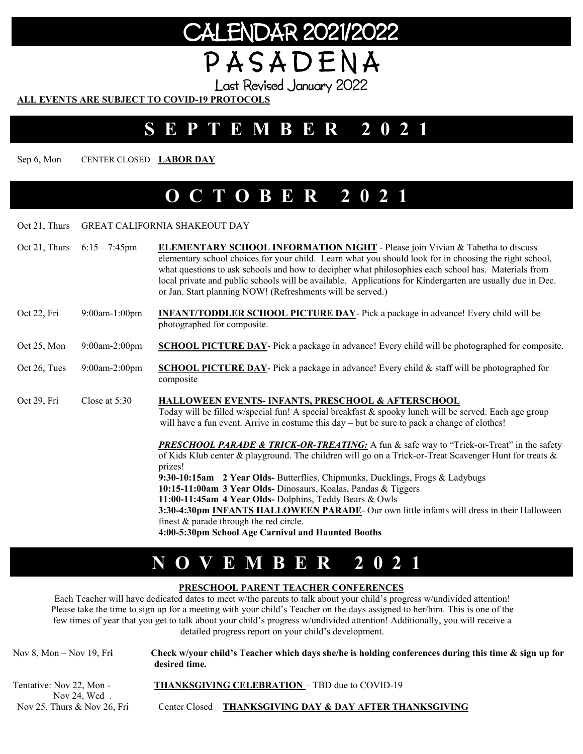# CALENDAR 2021/2022

# PASADENA

Last Revised January 2022

**ALL EVENTS ARE SUBJECT TO COVID-19 PROTOCOLS**

## SEPTEMBER 2021

Sep 6, Mon CENTER CLOSED **LABOR DAY**

## OCTOBER 2021

Oct 21, Thurs GREAT CALIFORNIA SHAKEOUT DAY

Oct 21, Thurs 6:15 – 7:45pm **ELEMENTARY SCHOOL INFORMATION NIGHT** - Please join Vivian & Tabetha to discuss elementary school choices for your child. Learn what you should look for in choosing the right school, what questions to ask schools and how to decipher what philosophies each school has. Materials from local private and public schools will be available. Applications for Kindergarten are usually due in Dec. or Jan. Start planning NOW! (Refreshments will be served.)

Oct 22, Fri 9:00am-1:00pm **INFANT/TODDLER SCHOOL PICTURE DAY**- Pick a package in advance! Every child will be photographed for composite.

Oct 25, Mon 9:00am-2:00pm **SCHOOL PICTURE DAY**- Pick a package in advance! Every child will be photographed for composite.

Oct 26, Tues 9:00am-2:00pm **SCHOOL PICTURE DAY**- Pick a package in advance! Every child & staff will be photographed for composite

Oct 29, Fri Close at 5:30 **HALLOWEEN EVENTS- INFANTS, PRESCHOOL & AFTERSCHOOL**
Today will be filled w/special fun! A special breakfast & spooky lunch will be served. Each age group will have a fun event. Arrive in costume this day – but be sure to pack a change of clothes!

***PRESCHOOL PARADE & TRICK-OR-TREATING:*** A fun & safe way to "Trick-or-Treat" in the safety of Kids Klub center & playground. The children will go on a Trick-or-Treat Scavenger Hunt for treats & prizes!
**9:30-10:15am 2 Year Olds-** Butterflies, Chipmunks, Ducklings, Frogs & Ladybugs
**10:15-11:00am 3 Year Olds-** Dinosaurs, Koalas, Pandas & Tiggers
**11:00-11:45am 4 Year Olds-** Dolphins, Teddy Bears & Owls
**3:30-4:30pm INFANTS HALLOWEEN PARADE**- Our own little infants will dress in their Halloween finest & parade through the red circle.
**4:00-5:30pm School Age Carnival and Haunted Booths**

## NOVEMBER 2021

**PRESCHOOL PARENT TEACHER CONFERENCES**

Each Teacher will have dedicated dates to meet w/the parents to talk about your child's progress w/undivided attention! Please take the time to sign up for a meeting with your child's Teacher on the days assigned to her/him. This is one of the few times of year that you get to talk about your child's progress w/undivided attention! Additionally, you will receive a detailed progress report on your child's development.

Nov 8, Mon – Nov 19, Fri **Check w/your child's Teacher which days she/he is holding conferences during this time & sign up for desired time.**

Tentative: Nov 22, Mon - Nov 24, Wed . **THANKSGIVING CELEBRATION** – TBD due to COVID-19

Nov 25, Thurs & Nov 26, Fri Center Closed **THANKSGIVING DAY & DAY AFTER THANKSGIVING**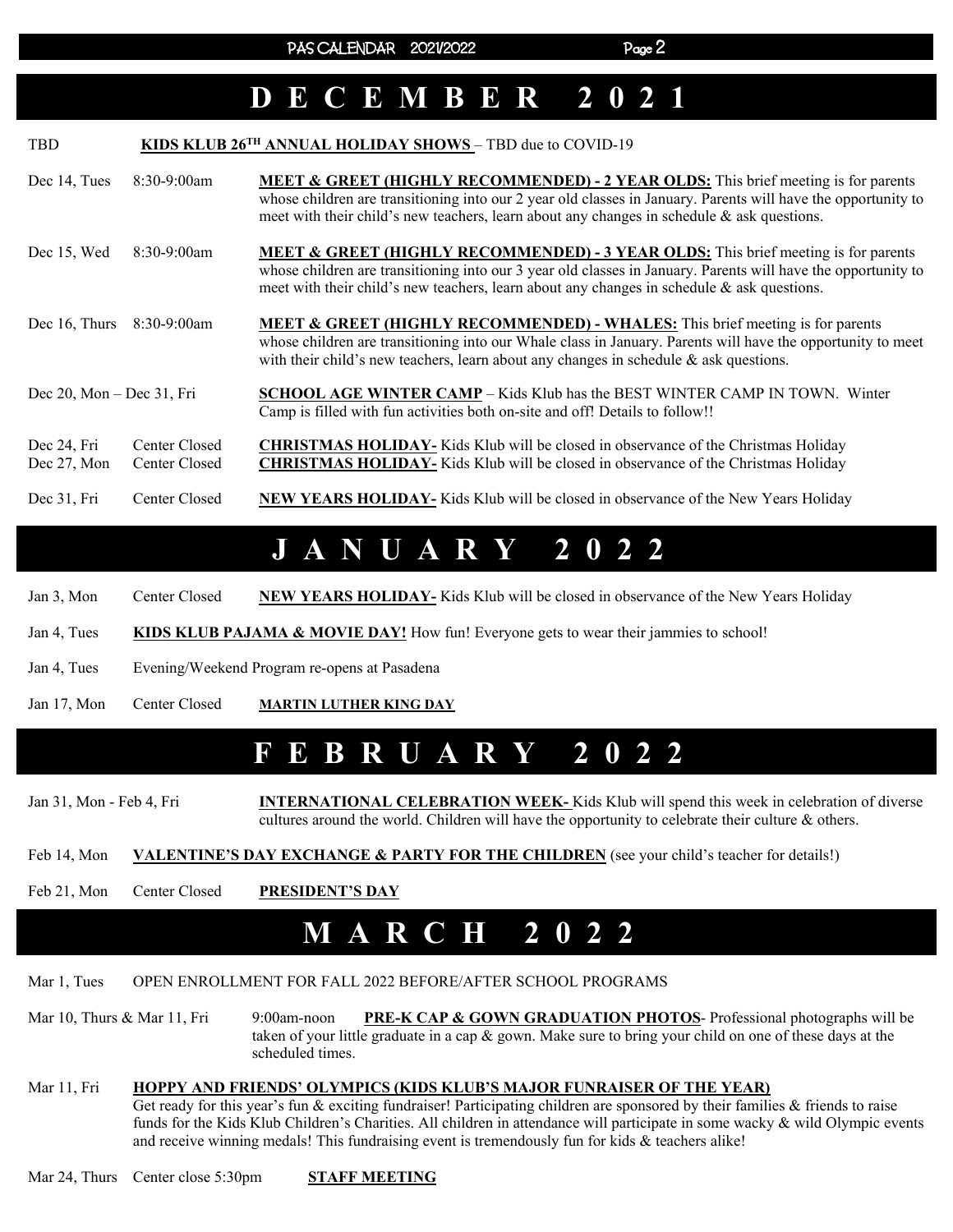# DECEMBER 2021

TBD **KIDS KLUB 26TH ANNUAL HOLIDAY SHOWS** – TBD due to COVID-19

Dec 14, Tues 8:30-9:00am **MEET & GREET (HIGHLY RECOMMENDED) - 2 YEAR OLDS:** This brief meeting is for parents whose children are transitioning into our 2 year old classes in January. Parents will have the opportunity to meet with their child's new teachers, learn about any changes in schedule & ask questions.

Dec 15, Wed 8:30-9:00am **MEET & GREET (HIGHLY RECOMMENDED) - 3 YEAR OLDS:** This brief meeting is for parents whose children are transitioning into our 3 year old classes in January. Parents will have the opportunity to meet with their child's new teachers, learn about any changes in schedule & ask questions.

Dec 16, Thurs 8:30-9:00am **MEET & GREET (HIGHLY RECOMMENDED) - WHALES:** This brief meeting is for parents whose children are transitioning into our Whale class in January. Parents will have the opportunity to meet with their child's new teachers, learn about any changes in schedule & ask questions.

Dec 20, Mon – Dec 31, Fri **SCHOOL AGE WINTER CAMP** – Kids Klub has the BEST WINTER CAMP IN TOWN. Winter Camp is filled with fun activities both on-site and off! Details to follow!!

Dec 24, Fri Center Closed **CHRISTMAS HOLIDAY-** Kids Klub will be closed in observance of the Christmas Holiday
Dec 27, Mon Center Closed **CHRISTMAS HOLIDAY-** Kids Klub will be closed in observance of the Christmas Holiday

Dec 31, Fri Center Closed **NEW YEARS HOLIDAY-** Kids Klub will be closed in observance of the New Years Holiday

# JANUARY 2022

Jan 3, Mon Center Closed **NEW YEARS HOLIDAY-** Kids Klub will be closed in observance of the New Years Holiday

Jan 4, Tues **KIDS KLUB PAJAMA & MOVIE DAY!** How fun! Everyone gets to wear their jammies to school!

Jan 4, Tues Evening/Weekend Program re-opens at Pasadena

Jan 17, Mon Center Closed **MARTIN LUTHER KING DAY**

# FEBRUARY 2022

Jan 31, Mon - Feb 4, Fri **INTERNATIONAL CELEBRATION WEEK-** Kids Klub will spend this week in celebration of diverse cultures around the world. Children will have the opportunity to celebrate their culture & others.

Feb 14, Mon **VALENTINE'S DAY EXCHANGE & PARTY FOR THE CHILDREN** (see your child's teacher for details!)

Feb 21, Mon Center Closed **PRESIDENT'S DAY**

# MARCH 2022

Mar 1, Tues OPEN ENROLLMENT FOR FALL 2022 BEFORE/AFTER SCHOOL PROGRAMS

Mar 10, Thurs & Mar 11, Fri 9:00am-noon **PRE-K CAP & GOWN GRADUATION PHOTOS**- Professional photographs will be taken of your little graduate in a cap & gown. Make sure to bring your child on one of these days at the scheduled times.

Mar 11, Fri **HOPPY AND FRIENDS' OLYMPICS (KIDS KLUB'S MAJOR FUNRAISER OF THE YEAR)**
Get ready for this year's fun & exciting fundraiser! Participating children are sponsored by their families & friends to raise funds for the Kids Klub Children's Charities. All children in attendance will participate in some wacky & wild Olympic events and receive winning medals! This fundraising event is tremendously fun for kids & teachers alike!

Mar 24, Thurs Center close 5:30pm **STAFF MEETING**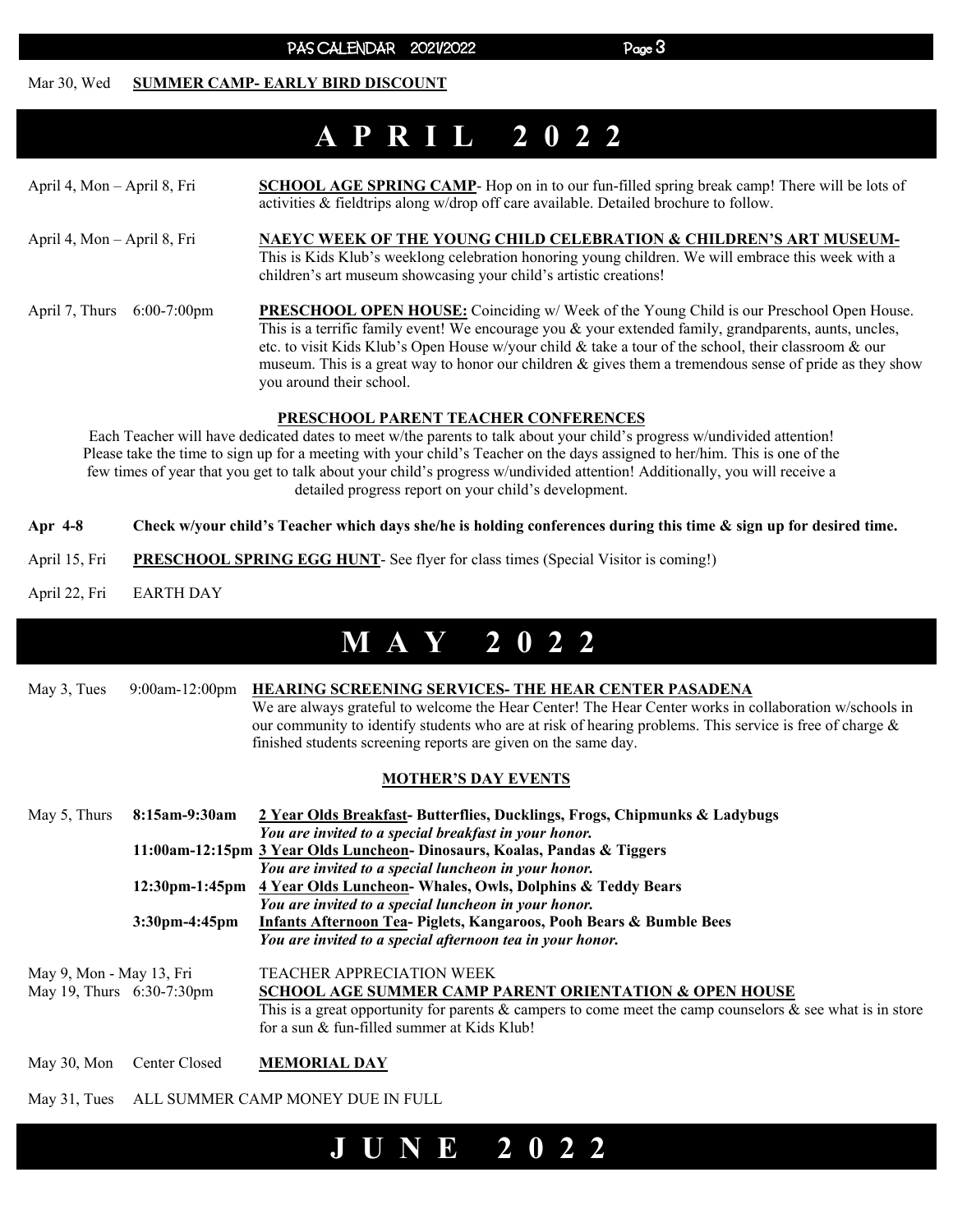Mar 30, Wed **SUMMER CAMP- EARLY BIRD DISCOUNT**

# APRIL 2022

April 4, Mon – April 8, Fri **SCHOOL AGE SPRING CAMP**- Hop on in to our fun-filled spring break camp! There will be lots of activities & fieldtrips along w/drop off care available. Detailed brochure to follow.

April 4, Mon – April 8, Fri **NAEYC WEEK OF THE YOUNG CHILD CELEBRATION & CHILDREN'S ART MUSEUM-** This is Kids Klub's weeklong celebration honoring young children. We will embrace this week with a children's art museum showcasing your child's artistic creations!

April 7, Thurs 6:00-7:00pm **PRESCHOOL OPEN HOUSE:** Coinciding w/ Week of the Young Child is our Preschool Open House. This is a terrific family event! We encourage you & your extended family, grandparents, aunts, uncles, etc. to visit Kids Klub's Open House w/your child & take a tour of the school, their classroom & our museum. This is a great way to honor our children & gives them a tremendous sense of pride as they show you around their school.

**PRESCHOOL PARENT TEACHER CONFERENCES**

Each Teacher will have dedicated dates to meet w/the parents to talk about your child's progress w/undivided attention! Please take the time to sign up for a meeting with your child's Teacher on the days assigned to her/him. This is one of the few times of year that you get to talk about your child's progress w/undivided attention! Additionally, you will receive a detailed progress report on your child's development.

**Apr 4-8 Check w/your child's Teacher which days she/he is holding conferences during this time & sign up for desired time.**

April 15, Fri **PRESCHOOL SPRING EGG HUNT**- See flyer for class times (Special Visitor is coming!)

April 22, Fri EARTH DAY

# MAY 2022

May 3, Tues 9:00am-12:00pm **HEARING SCREENING SERVICES- THE HEAR CENTER PASADENA**
We are always grateful to welcome the Hear Center! The Hear Center works in collaboration w/schools in our community to identify students who are at risk of hearing problems. This service is free of charge & finished students screening reports are given on the same day.

**MOTHER'S DAY EVENTS**

May 5, Thurs
**8:15am-9:30am** **2 Year Olds Breakfast- Butterflies, Ducklings, Frogs, Chipmunks & Ladybugs**
***You are invited to a special breakfast in your honor.***
**11:00am-12:15pm** **3 Year Olds Luncheon- Dinosaurs, Koalas, Pandas & Tiggers**
***You are invited to a special luncheon in your honor.***
**12:30pm-1:45pm** **4 Year Olds Luncheon- Whales, Owls, Dolphins & Teddy Bears**
***You are invited to a special luncheon in your honor.***
**3:30pm-4:45pm** **Infants Afternoon Tea- Piglets, Kangaroos, Pooh Bears & Bumble Bees**
***You are invited to a special afternoon tea in your honor.***

May 9, Mon - May 13, Fri TEACHER APPRECIATION WEEK

May 19, Thurs 6:30-7:30pm **SCHOOL AGE SUMMER CAMP PARENT ORIENTATION & OPEN HOUSE**
This is a great opportunity for parents & campers to come meet the camp counselors & see what is in store for a sun & fun-filled summer at Kids Klub!

May 30, Mon Center Closed **MEMORIAL DAY**

May 31, Tues ALL SUMMER CAMP MONEY DUE IN FULL

# JUNE 2022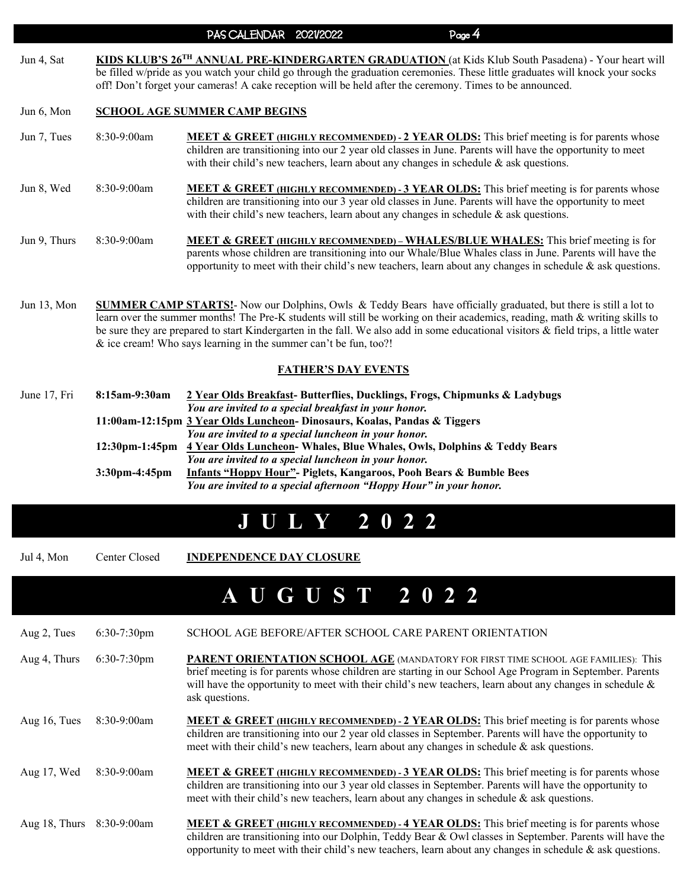Jun 4, Sat **KIDS KLUB'S 26TH ANNUAL PRE-KINDERGARTEN GRADUATION** (at Kids Klub South Pasadena) - Your heart will be filled w/pride as you watch your child go through the graduation ceremonies. These little graduates will knock your socks off! Don't forget your cameras! A cake reception will be held after the ceremony. Times to be announced.

Jun 6, Mon **SCHOOL AGE SUMMER CAMP BEGINS**

Jun 7, Tues 8:30-9:00am **MEET & GREET (HIGHLY RECOMMENDED) - 2 YEAR OLDS:** This brief meeting is for parents whose children are transitioning into our 2 year old classes in June. Parents will have the opportunity to meet with their child's new teachers, learn about any changes in schedule & ask questions.

Jun 8, Wed 8:30-9:00am **MEET & GREET (HIGHLY RECOMMENDED) - 3 YEAR OLDS:** This brief meeting is for parents whose children are transitioning into our 3 year old classes in June. Parents will have the opportunity to meet with their child's new teachers, learn about any changes in schedule & ask questions.

Jun 9, Thurs 8:30-9:00am **MEET & GREET (HIGHLY RECOMMENDED) – WHALES/BLUE WHALES:** This brief meeting is for parents whose children are transitioning into our Whale/Blue Whales class in June. Parents will have the opportunity to meet with their child's new teachers, learn about any changes in schedule & ask questions.

Jun 13, Mon **SUMMER CAMP STARTS!**- Now our Dolphins, Owls & Teddy Bears have officially graduated, but there is still a lot to learn over the summer months! The Pre-K students will still be working on their academics, reading, math & writing skills to be sure they are prepared to start Kindergarten in the fall. We also add in some educational visitors & field trips, a little water & ice cream! Who says learning in the summer can't be fun, too?!

**FATHER'S DAY EVENTS**

June 17, Fri

**8:15am-9:30am** **2 Year Olds Breakfast- Butterflies, Ducklings, Frogs, Chipmunks & Ladybugs**
***You are invited to a special breakfast in your honor.***

**11:00am-12:15pm** **3 Year Olds Luncheon- Dinosaurs, Koalas, Pandas & Tiggers**
***You are invited to a special luncheon in your honor.***

**12:30pm-1:45pm** **4 Year Olds Luncheon- Whales, Blue Whales, Owls, Dolphins & Teddy Bears**
***You are invited to a special luncheon in your honor.***

**3:30pm-4:45pm** **Infants "Hoppy Hour"- Piglets, Kangaroos, Pooh Bears & Bumble Bees**
***You are invited to a special afternoon "Hoppy Hour" in your honor.***

# JULY 2022

Jul 4, Mon Center Closed **INDEPENDENCE DAY CLOSURE**

# AUGUST 2022

Aug 2, Tues 6:30-7:30pm SCHOOL AGE BEFORE/AFTER SCHOOL CARE PARENT ORIENTATION

Aug 4, Thurs 6:30-7:30pm **PARENT ORIENTATION SCHOOL AGE** (MANDATORY FOR FIRST TIME SCHOOL AGE FAMILIES): This brief meeting is for parents whose children are starting in our School Age Program in September. Parents will have the opportunity to meet with their child's new teachers, learn about any changes in schedule & ask questions.

Aug 16, Tues 8:30-9:00am **MEET & GREET (HIGHLY RECOMMENDED) - 2 YEAR OLDS:** This brief meeting is for parents whose children are transitioning into our 2 year old classes in September. Parents will have the opportunity to meet with their child's new teachers, learn about any changes in schedule & ask questions.

Aug 17, Wed 8:30-9:00am **MEET & GREET (HIGHLY RECOMMENDED) - 3 YEAR OLDS:** This brief meeting is for parents whose children are transitioning into our 3 year old classes in September. Parents will have the opportunity to meet with their child's new teachers, learn about any changes in schedule & ask questions.

Aug 18, Thurs 8:30-9:00am **MEET & GREET (HIGHLY RECOMMENDED) - 4 YEAR OLDS:** This brief meeting is for parents whose children are transitioning into our Dolphin, Teddy Bear & Owl classes in September. Parents will have the opportunity to meet with their child's new teachers, learn about any changes in schedule & ask questions.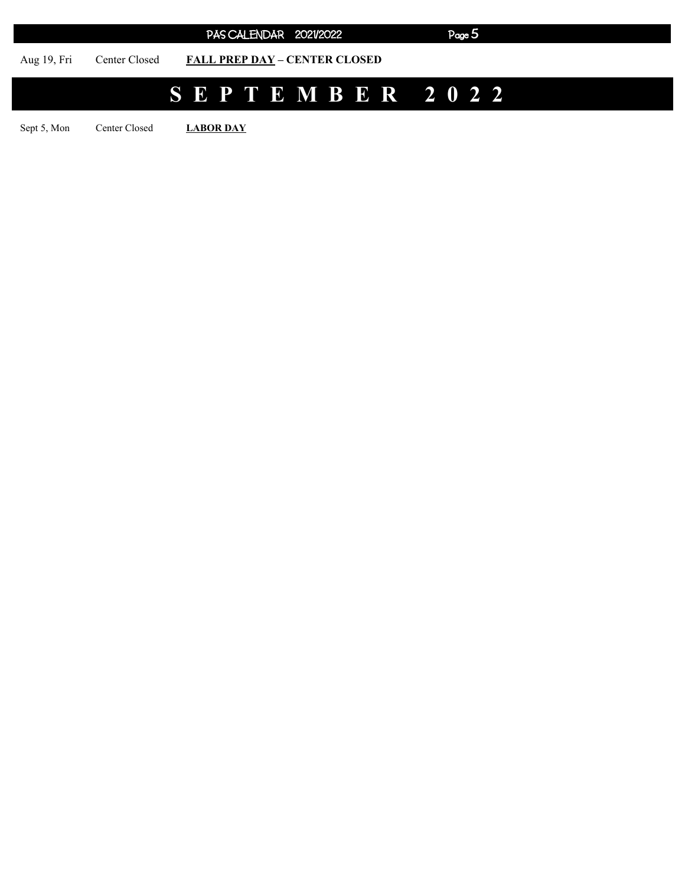| | | |
|---|---|---|
| Aug 19, Fri | Center Closed | **FALL PREP DAY – CENTER CLOSED** |

# S E P T E M B E R 2 0 2 2

| | | |
|---|---|---|
| Sept 5, Mon | Center Closed | **LABOR DAY** |